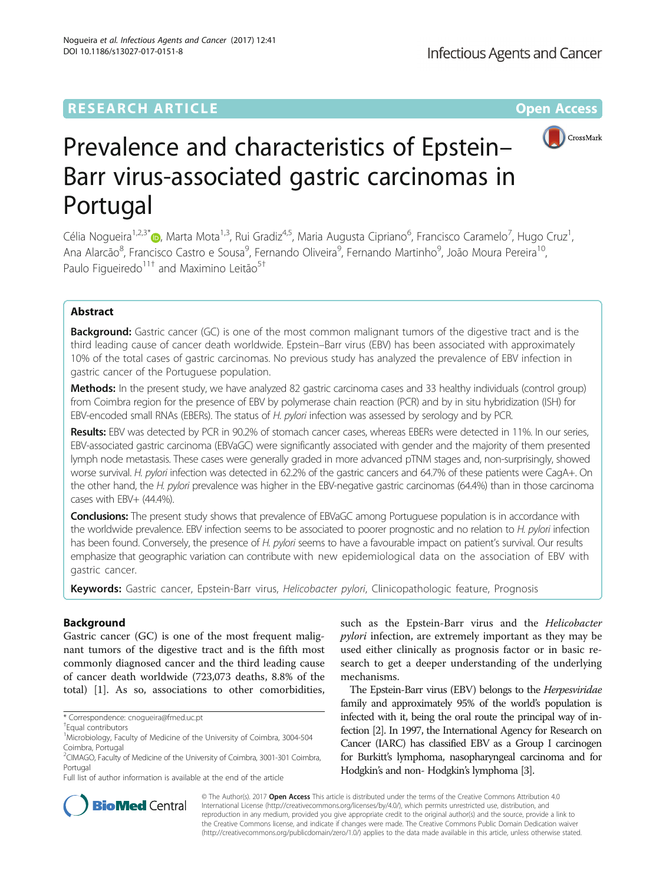RESEARCH ARTICLE

Open Access

# Prevalence and characteristics of Epstein–Barr virus-associated gastric carcinomas in Portugal

Célia Nogueira[1,2,3*], Marta Mota[1,3], Rui Gradiz[4,5], Maria Augusta Cipriano[6], Francisco Caramelo[7], Hugo Cruz[1], Ana Alarcão[8], Francisco Castro e Sousa[9], Fernando Oliveira[9], Fernando Martinho[9], João Moura Pereira[10], Paulo Figueiredo[11†] and Maximino Leitão[5†]

## Abstract

**Background:** Gastric cancer (GC) is one of the most common malignant tumors of the digestive tract and is the third leading cause of cancer death worldwide. Epstein–Barr virus (EBV) has been associated with approximately 10% of the total cases of gastric carcinomas. No previous study has analyzed the prevalence of EBV infection in gastric cancer of the Portuguese population.

**Methods:** In the present study, we have analyzed 82 gastric carcinoma cases and 33 healthy individuals (control group) from Coimbra region for the presence of EBV by polymerase chain reaction (PCR) and by in situ hybridization (ISH) for EBV-encoded small RNAs (EBERs). The status of *H. pylori* infection was assessed by serology and by PCR.

**Results:** EBV was detected by PCR in 90.2% of stomach cancer cases, whereas EBERs were detected in 11%. In our series, EBV-associated gastric carcinoma (EBVaGC) were significantly associated with gender and the majority of them presented lymph node metastasis. These cases were generally graded in more advanced pTNM stages and, non-surprisingly, showed worse survival. *H. pylori* infection was detected in 62.2% of the gastric cancers and 64.7% of these patients were CagA+. On the other hand, the *H. pylori* prevalence was higher in the EBV-negative gastric carcinomas (64.4%) than in those carcinoma cases with EBV+ (44.4%).

**Conclusions:** The present study shows that prevalence of EBVaGC among Portuguese population is in accordance with the worldwide prevalence. EBV infection seems to be associated to poorer prognostic and no relation to *H. pylori* infection has been found. Conversely, the presence of *H. pylori* seems to have a favourable impact on patient's survival. Our results emphasize that geographic variation can contribute with new epidemiological data on the association of EBV with gastric cancer.

**Keywords:** Gastric cancer, Epstein-Barr virus, *Helicobacter pylori*, Clinicopathologic feature, Prognosis

## Background

Gastric cancer (GC) is one of the most frequent malignant tumors of the digestive tract and is the fifth most commonly diagnosed cancer and the third leading cause of cancer death worldwide (723,073 deaths, 8.8% of the total) [1]. As so, associations to other comorbidities, such as the Epstein-Barr virus and the *Helicobacter pylori* infection, are extremely important as they may be used either clinically as prognosis factor or in basic research to get a deeper understanding of the underlying mechanisms.

The Epstein-Barr virus (EBV) belongs to the *Herpesviridae* family and approximately 95% of the world's population is infected with it, being the oral route the principal way of infection [2]. In 1997, the International Agency for Research on Cancer (IARC) has classified EBV as a Group I carcinogen for Burkitt's lymphoma, nasopharyngeal carcinoma and for Hodgkin's and non- Hodgkin's lymphoma [3].

\* Correspondence: cnogueira@fmed.uc.pt

†Equal contributors

[1]Microbiology, Faculty of Medicine of the University of Coimbra, 3004-504 Coimbra, Portugal

[2]CIMAGO, Faculty of Medicine of the University of Coimbra, 3001-301 Coimbra, Portugal

Full list of author information is available at the end of the article

© The Author(s). 2017 **Open Access** This article is distributed under the terms of the Creative Commons Attribution 4.0 International License (http://creativecommons.org/licenses/by/4.0/), which permits unrestricted use, distribution, and reproduction in any medium, provided you give appropriate credit to the original author(s) and the source, provide a link to the Creative Commons license, and indicate if changes were made. The Creative Commons Public Domain Dedication waiver (http://creativecommons.org/publicdomain/zero/1.0/) applies to the data made available in this article, unless otherwise stated.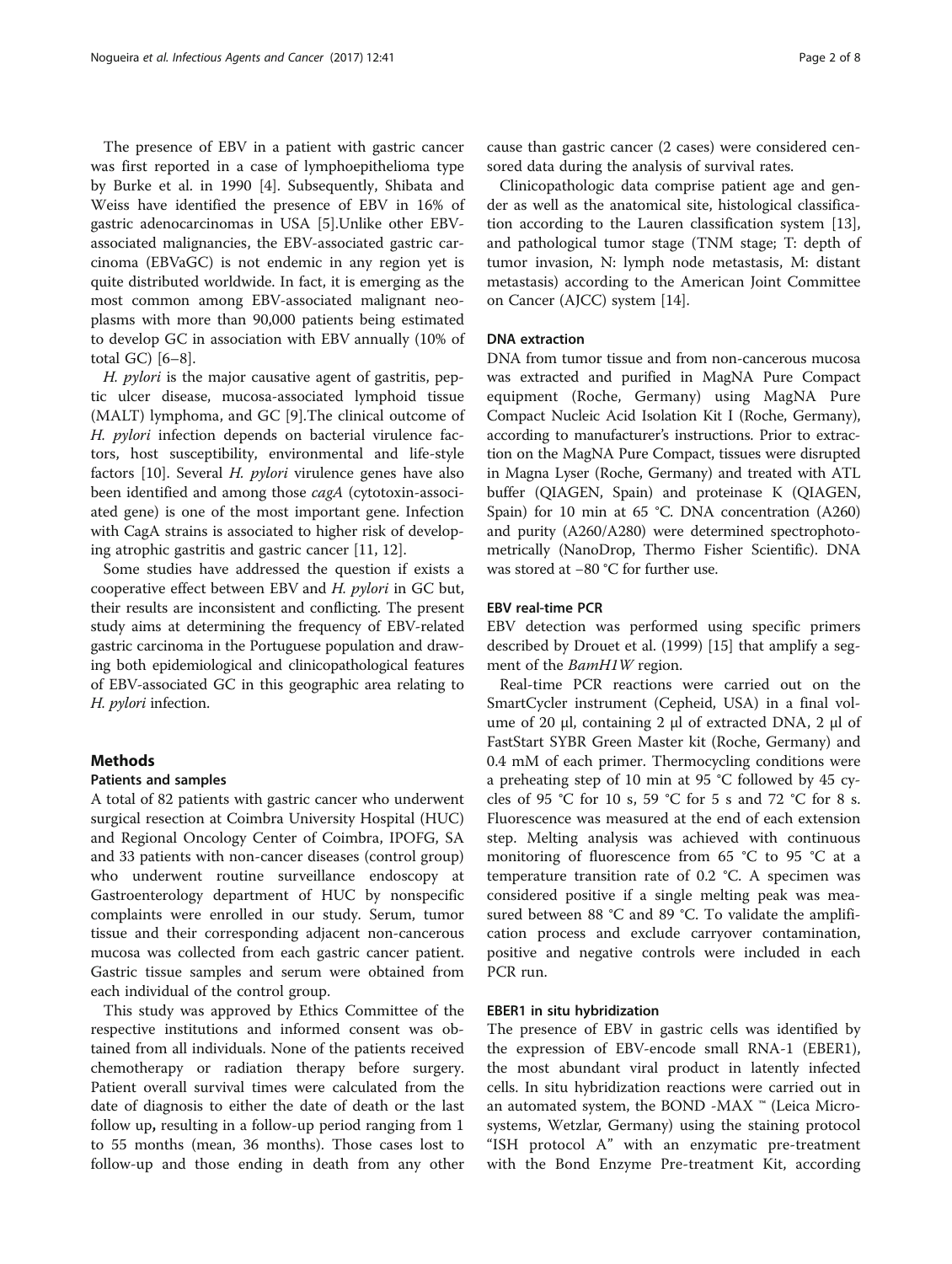The presence of EBV in a patient with gastric cancer was first reported in a case of lymphoepithelioma type by Burke et al. in 1990 [4]. Subsequently, Shibata and Weiss have identified the presence of EBV in 16% of gastric adenocarcinomas in USA [5].Unlike other EBV-associated malignancies, the EBV-associated gastric carcinoma (EBVaGC) is not endemic in any region yet is quite distributed worldwide. In fact, it is emerging as the most common among EBV-associated malignant neoplasms with more than 90,000 patients being estimated to develop GC in association with EBV annually (10% of total GC) [6–8].

*H. pylori* is the major causative agent of gastritis, peptic ulcer disease, mucosa-associated lymphoid tissue (MALT) lymphoma, and GC [9].The clinical outcome of *H. pylori* infection depends on bacterial virulence factors, host susceptibility, environmental and life-style factors [10]. Several *H. pylori* virulence genes have also been identified and among those *cagA* (cytotoxin-associated gene) is one of the most important gene. Infection with CagA strains is associated to higher risk of developing atrophic gastritis and gastric cancer [11, 12].

Some studies have addressed the question if exists a cooperative effect between EBV and *H. pylori* in GC but, their results are inconsistent and conflicting. The present study aims at determining the frequency of EBV-related gastric carcinoma in the Portuguese population and drawing both epidemiological and clinicopathological features of EBV-associated GC in this geographic area relating to *H. pylori* infection.

## Methods

### Patients and samples

A total of 82 patients with gastric cancer who underwent surgical resection at Coimbra University Hospital (HUC) and Regional Oncology Center of Coimbra, IPOFG, SA and 33 patients with non-cancer diseases (control group) who underwent routine surveillance endoscopy at Gastroenterology department of HUC by nonspecific complaints were enrolled in our study. Serum, tumor tissue and their corresponding adjacent non-cancerous mucosa was collected from each gastric cancer patient. Gastric tissue samples and serum were obtained from each individual of the control group.

This study was approved by Ethics Committee of the respective institutions and informed consent was obtained from all individuals. None of the patients received chemotherapy or radiation therapy before surgery. Patient overall survival times were calculated from the date of diagnosis to either the date of death or the last follow up**,** resulting in a follow-up period ranging from 1 to 55 months (mean, 36 months). Those cases lost to follow-up and those ending in death from any other cause than gastric cancer (2 cases) were considered censored data during the analysis of survival rates.

Clinicopathologic data comprise patient age and gender as well as the anatomical site, histological classification according to the Lauren classification system [13], and pathological tumor stage (TNM stage; T: depth of tumor invasion, N: lymph node metastasis, M: distant metastasis) according to the American Joint Committee on Cancer (AJCC) system [14].

### DNA extraction

DNA from tumor tissue and from non-cancerous mucosa was extracted and purified in MagNA Pure Compact equipment (Roche, Germany) using MagNA Pure Compact Nucleic Acid Isolation Kit I (Roche, Germany), according to manufacturer's instructions. Prior to extraction on the MagNA Pure Compact, tissues were disrupted in Magna Lyser (Roche, Germany) and treated with ATL buffer (QIAGEN, Spain) and proteinase K (QIAGEN, Spain) for 10 min at 65 °C. DNA concentration (A260) and purity (A260/A280) were determined spectrophotometrically (NanoDrop, Thermo Fisher Scientific). DNA was stored at −80 °C for further use.

### EBV real-time PCR

EBV detection was performed using specific primers described by Drouet et al. (1999) [15] that amplify a segment of the *BamH1W* region.

Real-time PCR reactions were carried out on the SmartCycler instrument (Cepheid, USA) in a final volume of 20 μl, containing 2 μl of extracted DNA, 2 μl of FastStart SYBR Green Master kit (Roche, Germany) and 0.4 mM of each primer. Thermocycling conditions were a preheating step of 10 min at 95 °C followed by 45 cycles of 95 °C for 10 s, 59 °C for 5 s and 72 °C for 8 s. Fluorescence was measured at the end of each extension step. Melting analysis was achieved with continuous monitoring of fluorescence from 65 °C to 95 °C at a temperature transition rate of 0.2 °C. A specimen was considered positive if a single melting peak was measured between 88 °C and 89 °C. To validate the amplification process and exclude carryover contamination, positive and negative controls were included in each PCR run.

### EBER1 in situ hybridization

The presence of EBV in gastric cells was identified by the expression of EBV-encode small RNA-1 (EBER1), the most abundant viral product in latently infected cells. In situ hybridization reactions were carried out in an automated system, the BOND -MAX ™ (Leica Microsystems, Wetzlar, Germany) using the staining protocol "ISH protocol A" with an enzymatic pre-treatment with the Bond Enzyme Pre-treatment Kit, according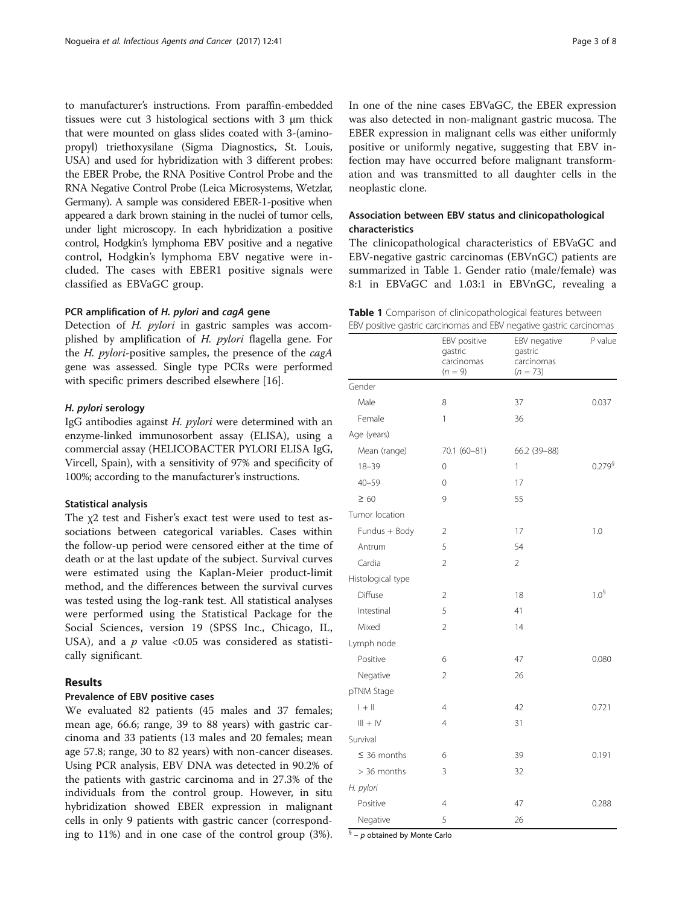to manufacturer's instructions. From paraffin-embedded tissues were cut 3 histological sections with 3 μm thick that were mounted on glass slides coated with 3-(aminopropyl) triethoxysilane (Sigma Diagnostics, St. Louis, USA) and used for hybridization with 3 different probes: the EBER Probe, the RNA Positive Control Probe and the RNA Negative Control Probe (Leica Microsystems, Wetzlar, Germany). A sample was considered EBER-1-positive when appeared a dark brown staining in the nuclei of tumor cells, under light microscopy. In each hybridization a positive control, Hodgkin's lymphoma EBV positive and a negative control, Hodgkin's lymphoma EBV negative were included. The cases with EBER1 positive signals were classified as EBVaGC group.

### PCR amplification of *H. pylori* and *cagA* gene

Detection of *H. pylori* in gastric samples was accomplished by amplification of *H. pylori* flagella gene. For the *H. pylori*-positive samples, the presence of the *cagA* gene was assessed. Single type PCRs were performed with specific primers described elsewhere [16].

### *H. pylori* serology

IgG antibodies against *H. pylori* were determined with an enzyme-linked immunosorbent assay (ELISA), using a commercial assay (HELICOBACTER PYLORI ELISA IgG, Vircell, Spain), with a sensitivity of 97% and specificity of 100%; according to the manufacturer's instructions.

### Statistical analysis

The $\chi 2$ test and Fisher's exact test were used to test associations between categorical variables. Cases within the follow-up period were censored either at the time of death or at the last update of the subject. Survival curves were estimated using the Kaplan-Meier product-limit method, and the differences between the survival curves was tested using the log-rank test. All statistical analyses were performed using the Statistical Package for the Social Sciences, version 19 (SPSS Inc., Chicago, IL, USA), and a $p$ value <0.05 was considered as statistically significant.

## Results

### Prevalence of EBV positive cases

We evaluated 82 patients (45 males and 37 females; mean age, 66.6; range, 39 to 88 years) with gastric carcinoma and 33 patients (13 males and 20 females; mean age 57.8; range, 30 to 82 years) with non-cancer diseases. Using PCR analysis, EBV DNA was detected in 90.2% of the patients with gastric carcinoma and in 27.3% of the individuals from the control group. However, in situ hybridization showed EBER expression in malignant cells in only 9 patients with gastric cancer (corresponding to 11%) and in one case of the control group (3%). In one of the nine cases EBVaGC, the EBER expression was also detected in non-malignant gastric mucosa. The EBER expression in malignant cells was either uniformly positive or uniformly negative, suggesting that EBV infection may have occurred before malignant transformation and was transmitted to all daughter cells in the neoplastic clone.

### Association between EBV status and clinicopathological characteristics

The clinicopathological characteristics of EBVaGC and EBV-negative gastric carcinomas (EBVnGC) patients are summarized in Table 1. Gender ratio (male/female) was 8:1 in EBVaGC and 1.03:1 in EBVnGC, revealing a

**Table 1** Comparison of clinicopathological features between EBV positive gastric carcinomas and EBV negative gastric carcinomas

| | EBV positive gastric carcinomas ($n = 9$) | EBV negative gastric carcinomas ($n = 73$) | $P$ value |
|---|---|---|---|
| Gender | | | |
| Male | 8 | 37 | 0.037 |
| Female | 1 | 36 | |
| Age (years) | | | |
| Mean (range) | 70.1 (60–81) | 66.2 (39–88) | |
| 18–39 | 0 | 1 | 0.279[§] |
| 40–59 | 0 | 17 | |
| ≥ 60 | 9 | 55 | |
| Tumor location | | | |
| Fundus + Body | 2 | 17 | 1.0 |
| Antrum | 5 | 54 | |
| Cardia | 2 | 2 | |
| Histological type | | | |
| Diffuse | 2 | 18 | 1.0[§] |
| Intestinal | 5 | 41 | |
| Mixed | 2 | 14 | |
| Lymph node | | | |
| Positive | 6 | 47 | 0.080 |
| Negative | 2 | 26 | |
| pTNM Stage | | | |
| I + II | 4 | 42 | 0.721 |
| III + IV | 4 | 31 | |
| Survival | | | |
| ≤ 36 months | 6 | 39 | 0.191 |
| > 36 months | 3 | 32 | |
| *H. pylori* | | | |
| Positive | 4 | 47 | 0.288 |
| Negative | 5 | 26 | |

[§] – $p$ obtained by Monte Carlo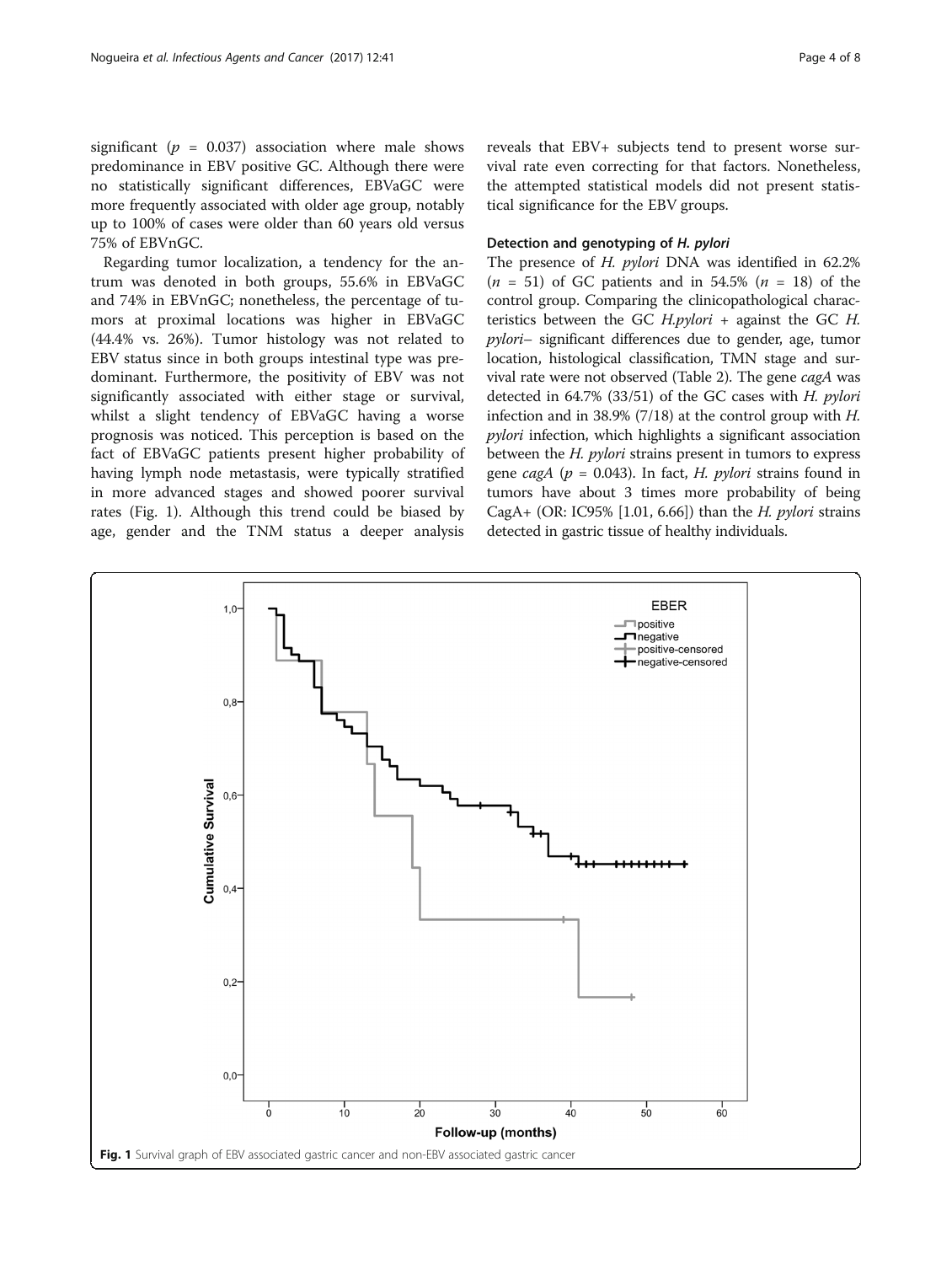significant ($p$ = 0.037) association where male shows predominance in EBV positive GC. Although there were no statistically significant differences, EBVaGC were more frequently associated with older age group, notably up to 100% of cases were older than 60 years old versus 75% of EBVnGC.

Regarding tumor localization, a tendency for the antrum was denoted in both groups, 55.6% in EBVaGC and 74% in EBVnGC; nonetheless, the percentage of tumors at proximal locations was higher in EBVaGC (44.4% vs. 26%). Tumor histology was not related to EBV status since in both groups intestinal type was predominant. Furthermore, the positivity of EBV was not significantly associated with either stage or survival, whilst a slight tendency of EBVaGC having a worse prognosis was noticed. This perception is based on the fact of EBVaGC patients present higher probability of having lymph node metastasis, were typically stratified in more advanced stages and showed poorer survival rates (Fig. 1). Although this trend could be biased by age, gender and the TNM status a deeper analysis reveals that EBV+ subjects tend to present worse survival rate even correcting for that factors. Nonetheless, the attempted statistical models did not present statistical significance for the EBV groups.

### Detection and genotyping of *H. pylori*

The presence of *H. pylori* DNA was identified in 62.2% ($n$ = 51) of GC patients and in 54.5% ($n$ = 18) of the control group. Comparing the clinicopathological characteristics between the GC *H.pylori* + against the GC *H. pylori*– significant differences due to gender, age, tumor location, histological classification, TMN stage and survival rate were not observed (Table 2). The gene *cagA* was detected in 64.7% (33/51) of the GC cases with *H. pylori* infection and in 38.9% (7/18) at the control group with *H. pylori* infection, which highlights a significant association between the *H. pylori* strains present in tumors to express gene *cagA* ($p$ = 0.043). In fact, *H. pylori* strains found in tumors have about 3 times more probability of being CagA+ (OR: IC95% [1.01, 6.66]) than the *H. pylori* strains detected in gastric tissue of healthy individuals.

**Fig. 1** Survival graph of EBV associated gastric cancer and non-EBV associated gastric cancer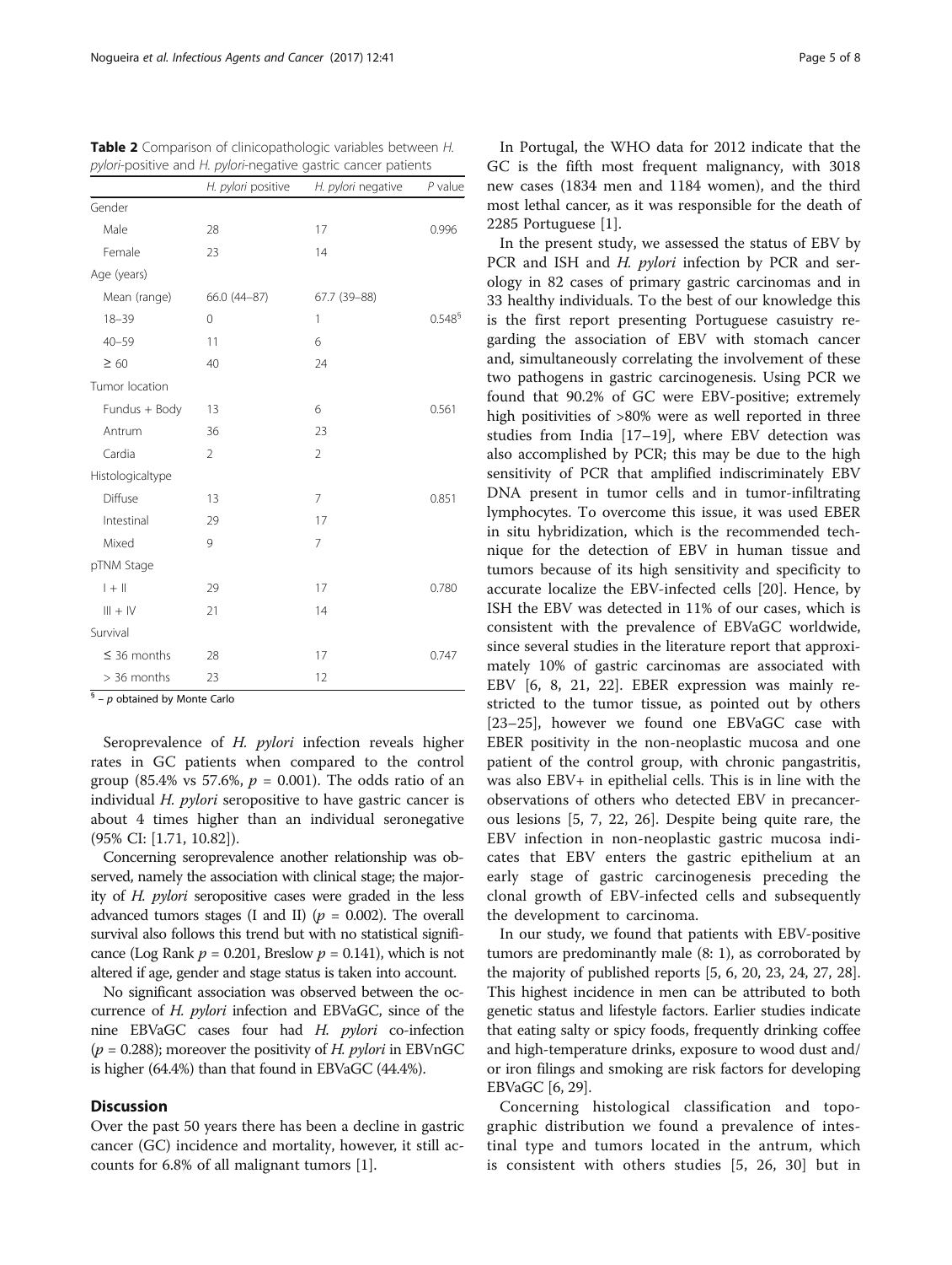**Table 2** Comparison of clinicopathologic variables between *H. pylori*-positive and *H. pylori*-negative gastric cancer patients

| | *H. pylori* positive | *H. pylori* negative | *P* value |
|---|---|---|---|
| Gender | | | |
| Male | 28 | 17 | 0.996 |
| Female | 23 | 14 | |
| Age (years) | | | |
| Mean (range) | 66.0 (44–87) | 67.7 (39–88) | |
| 18–39 | 0 | 1 | 0.548[§] |
| 40–59 | 11 | 6 | |
| ≥ 60 | 40 | 24 | |
| Tumor location | | | |
| Fundus + Body | 13 | 6 | 0.561 |
| Antrum | 36 | 23 | |
| Cardia | 2 | 2 | |
| Histologicaltype | | | |
| Diffuse | 13 | 7 | 0.851 |
| Intestinal | 29 | 17 | |
| Mixed | 9 | 7 | |
| pTNM Stage | | | |
| I + II | 29 | 17 | 0.780 |
| III + IV | 21 | 14 | |
| Survival | | | |
| ≤ 36 months | 28 | 17 | 0.747 |
| > 36 months | 23 | 12 | |

[§] – *p* obtained by Monte Carlo

Seroprevalence of *H. pylori* infection reveals higher rates in GC patients when compared to the control group (85.4% vs 57.6%, $p = 0.001$). The odds ratio of an individual *H. pylori* seropositive to have gastric cancer is about 4 times higher than an individual seronegative (95% CI: [1.71, 10.82]).

Concerning seroprevalence another relationship was observed, namely the association with clinical stage; the majority of *H. pylori* seropositive cases were graded in the less advanced tumors stages (I and II) ($p = 0.002$). The overall survival also follows this trend but with no statistical significance (Log Rank $p = 0.201$, Breslow $p = 0.141$), which is not altered if age, gender and stage status is taken into account.

No significant association was observed between the occurrence of *H. pylori* infection and EBVaGC, since of the nine EBVaGC cases four had *H. pylori* co-infection ($p = 0.288$); moreover the positivity of *H. pylori* in EBVnGC is higher (64.4%) than that found in EBVaGC (44.4%).

## Discussion

Over the past 50 years there has been a decline in gastric cancer (GC) incidence and mortality, however, it still accounts for 6.8% of all malignant tumors [1].

In Portugal, the WHO data for 2012 indicate that the GC is the fifth most frequent malignancy, with 3018 new cases (1834 men and 1184 women), and the third most lethal cancer, as it was responsible for the death of 2285 Portuguese [1].

In the present study, we assessed the status of EBV by PCR and ISH and *H. pylori* infection by PCR and serology in 82 cases of primary gastric carcinomas and in 33 healthy individuals. To the best of our knowledge this is the first report presenting Portuguese casuistry regarding the association of EBV with stomach cancer and, simultaneously correlating the involvement of these two pathogens in gastric carcinogenesis. Using PCR we found that 90.2% of GC were EBV-positive; extremely high positivities of >80% were as well reported in three studies from India [17–19], where EBV detection was also accomplished by PCR; this may be due to the high sensitivity of PCR that amplified indiscriminately EBV DNA present in tumor cells and in tumor-infiltrating lymphocytes. To overcome this issue, it was used EBER in situ hybridization, which is the recommended technique for the detection of EBV in human tissue and tumors because of its high sensitivity and specificity to accurate localize the EBV-infected cells [20]. Hence, by ISH the EBV was detected in 11% of our cases, which is consistent with the prevalence of EBVaGC worldwide, since several studies in the literature report that approximately 10% of gastric carcinomas are associated with EBV [6, 8, 21, 22]. EBER expression was mainly restricted to the tumor tissue, as pointed out by others [23–25], however we found one EBVaGC case with EBER positivity in the non-neoplastic mucosa and one patient of the control group, with chronic pangastritis, was also EBV+ in epithelial cells. This is in line with the observations of others who detected EBV in precancerous lesions [5, 7, 22, 26]. Despite being quite rare, the EBV infection in non-neoplastic gastric mucosa indicates that EBV enters the gastric epithelium at an early stage of gastric carcinogenesis preceding the clonal growth of EBV-infected cells and subsequently the development to carcinoma.

In our study, we found that patients with EBV-positive tumors are predominantly male (8: 1), as corroborated by the majority of published reports [5, 6, 20, 23, 24, 27, 28]. This highest incidence in men can be attributed to both genetic status and lifestyle factors. Earlier studies indicate that eating salty or spicy foods, frequently drinking coffee and high-temperature drinks, exposure to wood dust and/or iron filings and smoking are risk factors for developing EBVaGC [6, 29].

Concerning histological classification and topographic distribution we found a prevalence of intestinal type and tumors located in the antrum, which is consistent with others studies [5, 26, 30] but in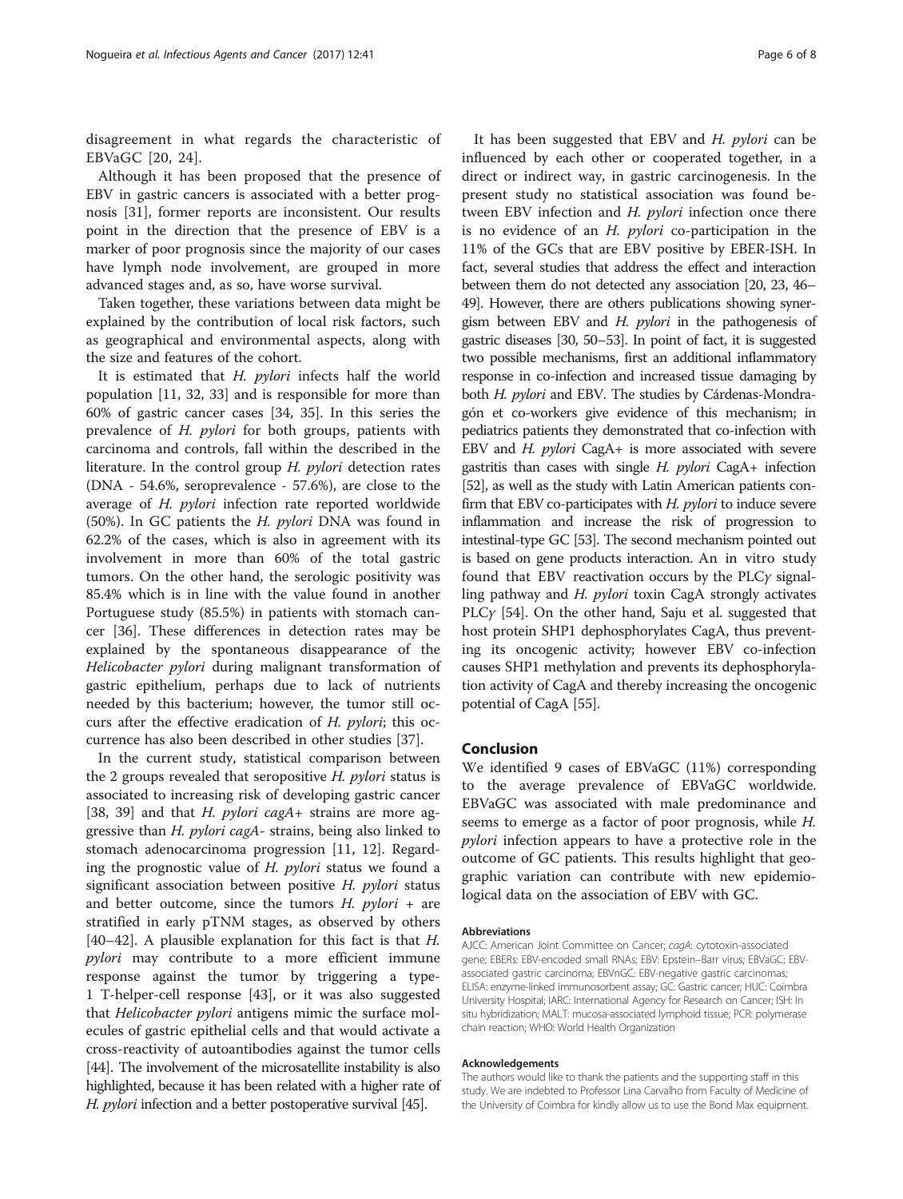disagreement in what regards the characteristic of EBVaGC [20, 24].

Although it has been proposed that the presence of EBV in gastric cancers is associated with a better prognosis [31], former reports are inconsistent. Our results point in the direction that the presence of EBV is a marker of poor prognosis since the majority of our cases have lymph node involvement, are grouped in more advanced stages and, as so, have worse survival.

Taken together, these variations between data might be explained by the contribution of local risk factors, such as geographical and environmental aspects, along with the size and features of the cohort.

It is estimated that *H. pylori* infects half the world population [11, 32, 33] and is responsible for more than 60% of gastric cancer cases [34, 35]. In this series the prevalence of *H. pylori* for both groups, patients with carcinoma and controls, fall within the described in the literature. In the control group *H. pylori* detection rates (DNA - 54.6%, seroprevalence - 57.6%), are close to the average of *H. pylori* infection rate reported worldwide (50%). In GC patients the *H. pylori* DNA was found in 62.2% of the cases, which is also in agreement with its involvement in more than 60% of the total gastric tumors. On the other hand, the serologic positivity was 85.4% which is in line with the value found in another Portuguese study (85.5%) in patients with stomach cancer [36]. These differences in detection rates may be explained by the spontaneous disappearance of the *Helicobacter pylori* during malignant transformation of gastric epithelium, perhaps due to lack of nutrients needed by this bacterium; however, the tumor still occurs after the effective eradication of *H. pylori*; this occurrence has also been described in other studies [37].

In the current study, statistical comparison between the 2 groups revealed that seropositive *H. pylori* status is associated to increasing risk of developing gastric cancer [38, 39] and that *H. pylori cagA+* strains are more aggressive than *H. pylori cagA-* strains, being also linked to stomach adenocarcinoma progression [11, 12]. Regarding the prognostic value of *H. pylori* status we found a significant association between positive *H. pylori* status and better outcome, since the tumors *H. pylori* + are stratified in early pTNM stages, as observed by others [40–42]. A plausible explanation for this fact is that *H. pylori* may contribute to a more efficient immune response against the tumor by triggering a type-1 T-helper-cell response [43], or it was also suggested that *Helicobacter pylori* antigens mimic the surface molecules of gastric epithelial cells and that would activate a cross-reactivity of autoantibodies against the tumor cells [44]. The involvement of the microsatellite instability is also highlighted, because it has been related with a higher rate of *H. pylori* infection and a better postoperative survival [45].

It has been suggested that EBV and *H. pylori* can be influenced by each other or cooperated together, in a direct or indirect way, in gastric carcinogenesis. In the present study no statistical association was found between EBV infection and *H. pylori* infection once there is no evidence of an *H. pylori* co-participation in the 11% of the GCs that are EBV positive by EBER-ISH. In fact, several studies that address the effect and interaction between them do not detected any association [20, 23, 46–49]. However, there are others publications showing synergism between EBV and *H. pylori* in the pathogenesis of gastric diseases [30, 50–53]. In point of fact, it is suggested two possible mechanisms, first an additional inflammatory response in co-infection and increased tissue damaging by both *H. pylori* and EBV. The studies by Cárdenas-Mondragón et co-workers give evidence of this mechanism; in pediatrics patients they demonstrated that co-infection with EBV and *H. pylori* CagA+ is more associated with severe gastritis than cases with single *H. pylori* CagA+ infection [52], as well as the study with Latin American patients confirm that EBV co-participates with *H. pylori* to induce severe inflammation and increase the risk of progression to intestinal-type GC [53]. The second mechanism pointed out is based on gene products interaction. An in vitro study found that EBV reactivation occurs by the PLC$\gamma$ signalling pathway and *H. pylori* toxin CagA strongly activates PLC$\gamma$ [54]. On the other hand, Saju et al. suggested that host protein SHP1 dephosphorylates CagA, thus preventing its oncogenic activity; however EBV co-infection causes SHP1 methylation and prevents its dephosphorylation activity of CagA and thereby increasing the oncogenic potential of CagA [55].

## Conclusion

We identified 9 cases of EBVaGC (11%) corresponding to the average prevalence of EBVaGC worldwide. EBVaGC was associated with male predominance and seems to emerge as a factor of poor prognosis, while *H. pylori* infection appears to have a protective role in the outcome of GC patients. This results highlight that geographic variation can contribute with new epidemiological data on the association of EBV with GC.

#### Abbreviations

AJCC: American Joint Committee on Cancer; *cagA*: cytotoxin-associated gene; EBERs: EBV-encoded small RNAs; EBV: Epstein–Barr virus; EBVaGC: EBV-associated gastric carcinoma; EBVnGC: EBV-negative gastric carcinomas; ELISA: enzyme-linked immunosorbent assay; GC: Gastric cancer; HUC: Coimbra University Hospital; IARC: International Agency for Research on Cancer; ISH: In situ hybridization; MALT: mucosa-associated lymphoid tissue; PCR: polymerase chain reaction; WHO: World Health Organization

#### Acknowledgements

The authors would like to thank the patients and the supporting staff in this study. We are indebted to Professor Lina Carvalho from Faculty of Medicine of the University of Coimbra for kindly allow us to use the Bond Max equipment.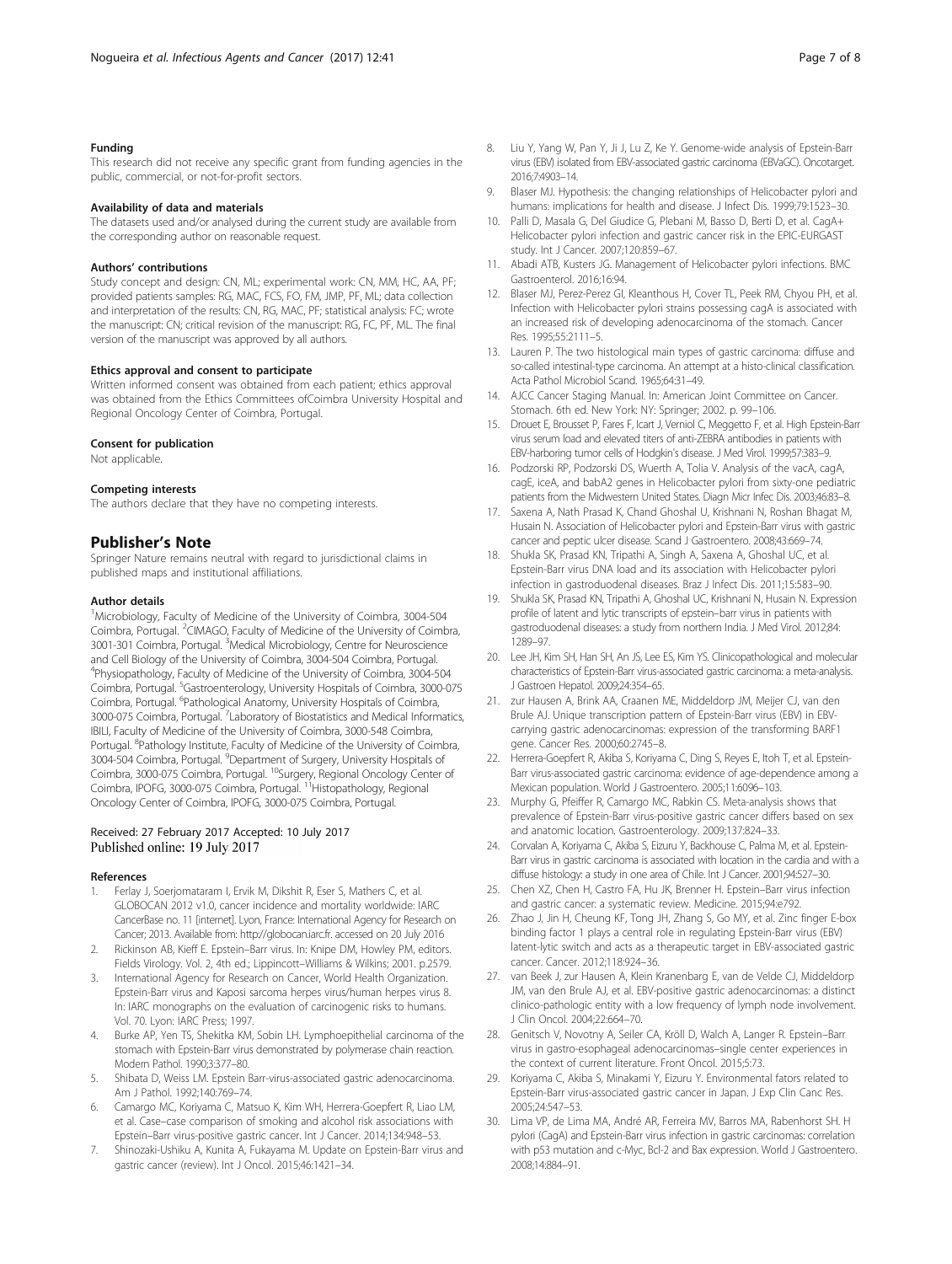#### Funding

This research did not receive any specific grant from funding agencies in the public, commercial, or not-for-profit sectors.

#### Availability of data and materials

The datasets used and/or analysed during the current study are available from the corresponding author on reasonable request.

#### Authors' contributions

Study concept and design: CN, ML; experimental work: CN, MM, HC, AA, PF; provided patients samples: RG, MAC, FCS, FO, FM, JMP, PF, ML; data collection and interpretation of the results: CN, RG, MAC, PF; statistical analysis: FC; wrote the manuscript: CN; critical revision of the manuscript: RG, FC, PF, ML. The final version of the manuscript was approved by all authors.

#### Ethics approval and consent to participate

Written informed consent was obtained from each patient; ethics approval was obtained from the Ethics Committees ofCoimbra University Hospital and Regional Oncology Center of Coimbra, Portugal.

#### Consent for publication

Not applicable.

#### Competing interests

The authors declare that they have no competing interests.

## Publisher's Note

Springer Nature remains neutral with regard to jurisdictional claims in published maps and institutional affiliations.

#### Author details

[1]Microbiology, Faculty of Medicine of the University of Coimbra, 3004-504 Coimbra, Portugal. [2]CIMAGO, Faculty of Medicine of the University of Coimbra, 3001-301 Coimbra, Portugal. [3]Medical Microbiology, Centre for Neuroscience and Cell Biology of the University of Coimbra, 3004-504 Coimbra, Portugal. [4]Physiopathology, Faculty of Medicine of the University of Coimbra, 3004-504 Coimbra, Portugal. [5]Gastroenterology, University Hospitals of Coimbra, 3000-075 Coimbra, Portugal. [6]Pathological Anatomy, University Hospitals of Coimbra, 3000-075 Coimbra, Portugal. [7]Laboratory of Biostatistics and Medical Informatics, IBILI, Faculty of Medicine of the University of Coimbra, 3000-548 Coimbra, Portugal. [8]Pathology Institute, Faculty of Medicine of the University of Coimbra, 3004-504 Coimbra, Portugal. [9]Department of Surgery, University Hospitals of Coimbra, 3000-075 Coimbra, Portugal. [10]Surgery, Regional Oncology Center of Coimbra, IPOFG, 3000-075 Coimbra, Portugal. [11]Histopathology, Regional Oncology Center of Coimbra, IPOFG, 3000-075 Coimbra, Portugal.

Received: 27 February 2017 Accepted: 10 July 2017
Published online: 19 July 2017

#### References

1. Ferlay J, Soerjomataram I, Ervik M, Dikshit R, Eser S, Mathers C, et al. GLOBOCAN 2012 v1.0, cancer incidence and mortality worldwide: IARC CancerBase no. 11 [internet]. Lyon, France: International Agency for Research on Cancer; 2013. Available from: http://globocan.iarc.fr. accessed on 20 July 2016
2. Rickinson AB, Kieff E. Epstein–Barr virus. In: Knipe DM, Howley PM, editors. Fields Virology. Vol. 2, 4th ed.; Lippincott–Williams & Wilkins; 2001. p.2579.
3. International Agency for Research on Cancer, World Health Organization. Epstein-Barr virus and Kaposi sarcoma herpes virus/human herpes virus 8. In: IARC monographs on the evaluation of carcinogenic risks to humans. Vol. 70. Lyon: IARC Press; 1997.
4. Burke AP, Yen TS, Shekitka KM, Sobin LH. Lymphoepithelial carcinoma of the stomach with Epstein-Barr virus demonstrated by polymerase chain reaction. Modern Pathol. 1990;3:377–80.
5. Shibata D, Weiss LM. Epstein Barr-virus-associated gastric adenocarcinoma. Am J Pathol. 1992;140:769–74.
6. Camargo MC, Koriyama C, Matsuo K, Kim WH, Herrera-Goepfert R, Liao LM, et al. Case–case comparison of smoking and alcohol risk associations with Epstein–Barr virus-positive gastric cancer. Int J Cancer. 2014;134:948–53.
7. Shinozaki-Ushiku A, Kunita A, Fukayama M. Update on Epstein-Barr virus and gastric cancer (review). Int J Oncol. 2015;46:1421–34.
8. Liu Y, Yang W, Pan Y, Ji J, Lu Z, Ke Y. Genome-wide analysis of Epstein-Barr virus (EBV) isolated from EBV-associated gastric carcinoma (EBVaGC). Oncotarget. 2016;7:4903–14.
9. Blaser MJ. Hypothesis: the changing relationships of Helicobacter pylori and humans: implications for health and disease. J Infect Dis. 1999;79:1523–30.
10. Palli D, Masala G, Del Giudice G, Plebani M, Basso D, Berti D, et al. CagA+ Helicobacter pylori infection and gastric cancer risk in the EPIC-EURGAST study. Int J Cancer. 2007;120:859–67.
11. Abadi ATB, Kusters JG. Management of Helicobacter pylori infections. BMC Gastroenterol. 2016;16:94.
12. Blaser MJ, Perez-Perez GI, Kleanthous H, Cover TL, Peek RM, Chyou PH, et al. Infection with Helicobacter pylori strains possessing cagA is associated with an increased risk of developing adenocarcinoma of the stomach. Cancer Res. 1995;55:2111–5.
13. Lauren P. The two histological main types of gastric carcinoma: diffuse and so-called intestinal-type carcinoma. An attempt at a histo-clinical classification. Acta Pathol Microbiol Scand. 1965;64:31–49.
14. AJCC Cancer Staging Manual. In: American Joint Committee on Cancer. Stomach. 6th ed. New York: NY: Springer; 2002. p. 99–106.
15. Drouet E, Brousset P, Fares F, Icart J, Verniol C, Meggetto F, et al. High Epstein-Barr virus serum load and elevated titers of anti-ZEBRA antibodies in patients with EBV-harboring tumor cells of Hodgkin's disease. J Med Virol. 1999;57:383–9.
16. Podzorski RP, Podzorski DS, Wuerth A, Tolia V. Analysis of the vacA, cagA, cagE, iceA, and babA2 genes in Helicobacter pylori from sixty-one pediatric patients from the Midwestern United States. Diagn Micr Infec Dis. 2003;46:83–8.
17. Saxena A, Nath Prasad K, Chand Ghoshal U, Krishnani N, Roshan Bhagat M, Husain N. Association of Helicobacter pylori and Epstein-Barr virus with gastric cancer and peptic ulcer disease. Scand J Gastroentero. 2008;43:669–74.
18. Shukla SK, Prasad KN, Tripathi A, Singh A, Saxena A, Ghoshal UC, et al. Epstein-Barr virus DNA load and its association with Helicobacter pylori infection in gastroduodenal diseases. Braz J Infect Dis. 2011;15:583–90.
19. Shukla SK, Prasad KN, Tripathi A, Ghoshal UC, Krishnani N, Husain N. Expression profile of latent and lytic transcripts of epstein–barr virus in patients with gastroduodenal diseases: a study from northern India. J Med Virol. 2012;84:1289–97.
20. Lee JH, Kim SH, Han SH, An JS, Lee ES, Kim YS. Clinicopathological and molecular characteristics of Epstein-Barr virus-associated gastric carcinoma: a meta-analysis. J Gastroen Hepatol. 2009;24:354–65.
21. zur Hausen A, Brink AA, Craanen ME, Middeldorp JM, Meijer CJ, van den Brule AJ. Unique transcription pattern of Epstein-Barr virus (EBV) in EBV-carrying gastric adenocarcinomas: expression of the transforming BARF1 gene. Cancer Res. 2000;60:2745–8.
22. Herrera-Goepfert R, Akiba S, Koriyama C, Ding S, Reyes E, Itoh T, et al. Epstein-Barr virus-associated gastric carcinoma: evidence of age-dependence among a Mexican population. World J Gastroentero. 2005;11:6096–103.
23. Murphy G, Pfeiffer R, Camargo MC, Rabkin CS. Meta-analysis shows that prevalence of Epstein-Barr virus-positive gastric cancer differs based on sex and anatomic location. Gastroenterology. 2009;137:824–33.
24. Corvalan A, Koriyama C, Akiba S, Eizuru Y, Backhouse C, Palma M, et al. Epstein-Barr virus in gastric carcinoma is associated with location in the cardia and with a diffuse histology: a study in one area of Chile. Int J Cancer. 2001;94:527–30.
25. Chen XZ, Chen H, Castro FA, Hu JK, Brenner H. Epstein–Barr virus infection and gastric cancer: a systematic review. Medicine. 2015;94:e792.
26. Zhao J, Jin H, Cheung KF, Tong JH, Zhang S, Go MY, et al. Zinc finger E-box binding factor 1 plays a central role in regulating Epstein-Barr virus (EBV) latent-lytic switch and acts as a therapeutic target in EBV-associated gastric cancer. Cancer. 2012;118:924–36.
27. van Beek J, zur Hausen A, Klein Kranenbarg E, van de Velde CJ, Middeldorp JM, van den Brule AJ, et al. EBV-positive gastric adenocarcinomas: a distinct clinico-pathologic entity with a low frequency of lymph node involvement. J Clin Oncol. 2004;22:664–70.
28. Genitsch V, Novotny A, Seiler CA, Kröll D, Walch A, Langer R. Epstein–Barr virus in gastro-esophageal adenocarcinomas–single center experiences in the context of current literature. Front Oncol. 2015;5:73.
29. Koriyama C, Akiba S, Minakami Y, Eizuru Y. Environmental fators related to Epstein-Barr virus-associated gastric cancer in Japan. J Exp Clin Canc Res. 2005;24:547–53.
30. Lima VP, de Lima MA, André AR, Ferreira MV, Barros MA, Rabenhorst SH. H pylori (CagA) and Epstein-Barr virus infection in gastric carcinomas: correlation with p53 mutation and c-Myc, Bcl-2 and Bax expression. World J Gastroentero. 2008;14:884–91.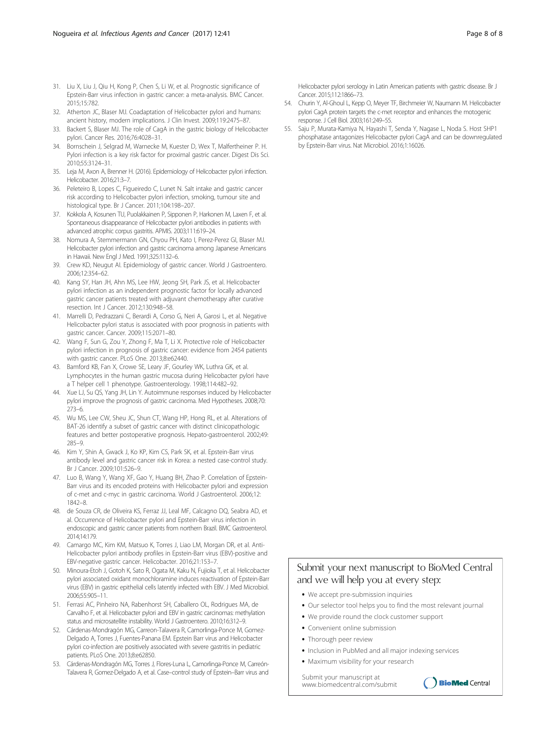31. Liu X, Liu J, Qiu H, Kong P, Chen S, Li W, et al. Prognostic significance of Epstein-Barr virus infection in gastric cancer: a meta-analysis. BMC Cancer. 2015;15:782.
32. Atherton JC, Blaser MJ. Coadaptation of Helicobacter pylori and humans: ancient history, modern implications. J Clin Invest. 2009;119:2475–87.
33. Backert S, Blaser MJ. The role of CagA in the gastric biology of Helicobacter pylori. Cancer Res. 2016;76:4028–31.
34. Bornschein J, Selgrad M, Warnecke M, Kuester D, Wex T, Malfertheiner P. H. Pylori infection is a key risk factor for proximal gastric cancer. Digest Dis Sci. 2010;55:3124–31.
35. Leja M, Axon A, Brenner H. (2016). Epidemiology of Helicobacter pylori infection. Helicobacter. 2016;21:3–7.
36. Peleteiro B, Lopes C, Figueiredo C, Lunet N. Salt intake and gastric cancer risk according to Helicobacter pylori infection, smoking, tumour site and histological type. Br J Cancer. 2011;104:198–207.
37. Kokkola A, Kosunen TU, Puolakkainen P, Sipponen P, Harkonen M, Laxen F, et al. Spontaneous disappearance of Helicobacter pylori antibodies in patients with advanced atrophic corpus gastritis. APMIS. 2003;111:619–24.
38. Nomura A, Stemmermann GN, Chyou PH, Kato I, Perez-Perez GI, Blaser MJ. Helicobacter pylori infection and gastric carcinoma among Japanese Americans in Hawaii. New Engl J Med. 1991;325:1132–6.
39. Crew KD, Neugut AI. Epidemiology of gastric cancer. World J Gastroentero. 2006;12:354–62.
40. Kang SY, Han JH, Ahn MS, Lee HW, Jeong SH, Park JS, et al. Helicobacter pylori infection as an independent prognostic factor for locally advanced gastric cancer patients treated with adjuvant chemotherapy after curative resection. Int J Cancer. 2012;130:948–58.
41. Marrelli D, Pedrazzani C, Berardi A, Corso G, Neri A, Garosi L, et al. Negative Helicobacter pylori status is associated with poor prognosis in patients with gastric cancer. Cancer. 2009;115:2071–80.
42. Wang F, Sun G, Zou Y, Zhong F, Ma T, Li X. Protective role of Helicobacter pylori infection in prognosis of gastric cancer: evidence from 2454 patients with gastric cancer. PLoS One. 2013;8:e62440.
43. Bamford KB, Fan X, Crowe SE, Leary JF, Gourley WK, Luthra GK, et al. Lymphocytes in the human gastric mucosa during Helicobacter pylori have a T helper cell 1 phenotype. Gastroenterology. 1998;114:482–92.
44. Xue LJ, Su QS, Yang JH, Lin Y. Autoimmune responses induced by Helicobacter pylori improve the prognosis of gastric carcinoma. Med Hypotheses. 2008;70: 273–6.
45. Wu MS, Lee CW, Sheu JC, Shun CT, Wang HP, Hong RL, et al. Alterations of BAT-26 identify a subset of gastric cancer with distinct clinicopathologic features and better postoperative prognosis. Hepato-gastroenterol. 2002;49: 285–9.
46. Kim Y, Shin A, Gwack J, Ko KP, Kim CS, Park SK, et al. Epstein-Barr virus antibody level and gastric cancer risk in Korea: a nested case-control study. Br J Cancer. 2009;101:526–9.
47. Luo B, Wang Y, Wang XF, Gao Y, Huang BH, Zhao P. Correlation of Epstein-Barr virus and its encoded proteins with Helicobacter pylori and expression of c-met and c-myc in gastric carcinoma. World J Gastroenterol. 2006;12: 1842–8.
48. de Souza CR, de Oliveira KS, Ferraz JJ, Leal MF, Calcagno DQ, Seabra AD, et al. Occurrence of Helicobacter pylori and Epstein-Barr virus infection in endoscopic and gastric cancer patients from northern Brazil. BMC Gastroenterol. 2014;14:179.
49. Camargo MC, Kim KM, Matsuo K, Torres J, Liao LM, Morgan DR, et al. Anti-Helicobacter pylori antibody profiles in Epstein-Barr virus (EBV)-positive and EBV-negative gastric cancer. Helicobacter. 2016;21:153–7.
50. Minoura-Etoh J, Gotoh K, Sato R, Ogata M, Kaku N, Fujioka T, et al. Helicobacter pylori associated oxidant monochloramine induces reactivation of Epstein-Barr virus (EBV) in gastric epithelial cells latently infected with EBV. J Med Microbiol. 2006;55:905–11.
51. Ferrasi AC, Pinheiro NA, Rabenhorst SH, Caballero OL, Rodrigues MA, de Carvalho F, et al. Helicobacter pylori and EBV in gastric carcinomas: methylation status and microsatellite instability. World J Gastroentero. 2010;16:312–9.
52. Cárdenas-Mondragón MG, Carreon-Talavera R, Camorlinga-Ponce M, Gomez-Delgado A, Torres J, Fuentes-Panana EM. Epstein Barr virus and Helicobacter pylori co-infection are positively associated with severe gastritis in pediatric patients. PLoS One. 2013;8:e62850.
53. Cárdenas-Mondragón MG, Torres J, Flores-Luna L, Camorlinga-Ponce M, Carreón-Talavera R, Gomez-Delgado A, et al. Case–control study of Epstein–Barr virus and Helicobacter pylori serology in Latin American patients with gastric disease. Br J Cancer. 2015;112:1866–73.
54. Churin Y, Al-Ghoul L, Kepp O, Meyer TF, Birchmeier W, Naumann M. Helicobacter pylori CagA protein targets the c-met receptor and enhances the motogenic response. J Cell Biol. 2003;161:249–55.
55. Saju P, Murata-Kamiya N, Hayashi T, Senda Y, Nagase L, Noda S. Host SHP1 phosphatase antagonizes Helicobacter pylori CagA and can be downregulated by Epstein-Barr virus. Nat Microbiol. 2016;1:16026.

Submit your next manuscript to BioMed Central and we will help you at every step:

- We accept pre-submission inquiries
- Our selector tool helps you to find the most relevant journal
- We provide round the clock customer support
- Convenient online submission
- Thorough peer review
- Inclusion in PubMed and all major indexing services
- Maximum visibility for your research

Submit your manuscript at www.biomedcentral.com/submit

BioMed Central